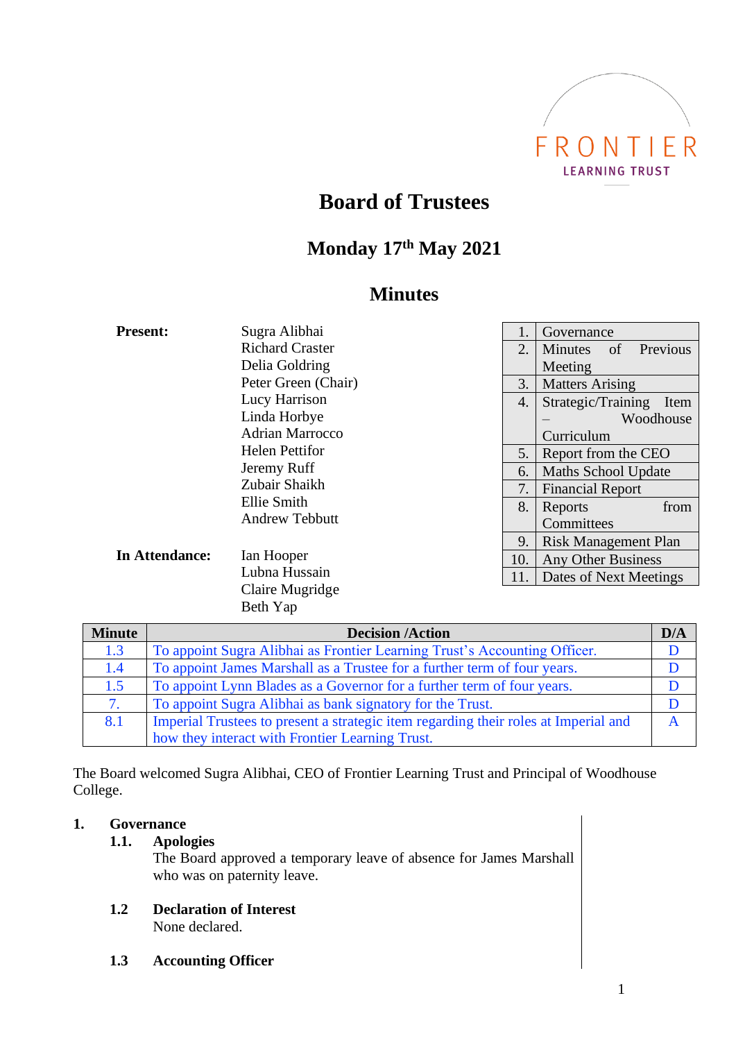FRONTIER LEARNING TRUST

# Board of Trustees

## Monday 17th May 2021

## Minutes

**Present:**

Sugra Alibhai
Richard Craster
Delia Goldring
Peter Green (Chair)
Lucy Harrison
Linda Horbye
Adrian Marrocco
Helen Pettifor
Jeremy Ruff
Zubair Shaikh
Ellie Smith
Andrew Tebbutt

**In Attendance:**

Ian Hooper
Lubna Hussain
Claire Mugridge
Beth Yap

| | |
|---|---|
| 1. | Governance |
| 2. | Minutes of Previous Meeting |
| 3. | Matters Arising |
| 4. | Strategic/Training Item – Woodhouse Curriculum |
| 5. | Report from the CEO |
| 6. | Maths School Update |
| 7. | Financial Report |
| 8. | Reports from Committees |
| 9. | Risk Management Plan |
| 10. | Any Other Business |
| 11. | Dates of Next Meetings |

| Minute | Decision /Action | D/A |
|---|---|---|
| 1.3 | To appoint Sugra Alibhai as Frontier Learning Trust's Accounting Officer. | D |
| 1.4 | To appoint James Marshall as a Trustee for a further term of four years. | D |
| 1.5 | To appoint Lynn Blades as a Governor for a further term of four years. | D |
| 7. | To appoint Sugra Alibhai as bank signatory for the Trust. | D |
| 8.1 | Imperial Trustees to present a strategic item regarding their roles at Imperial and how they interact with Frontier Learning Trust. | A |

The Board welcomed Sugra Alibhai, CEO of Frontier Learning Trust and Principal of Woodhouse College.

**1. Governance**

**1.1. Apologies**
The Board approved a temporary leave of absence for James Marshall who was on paternity leave.

**1.2 Declaration of Interest**
None declared.

**1.3 Accounting Officer**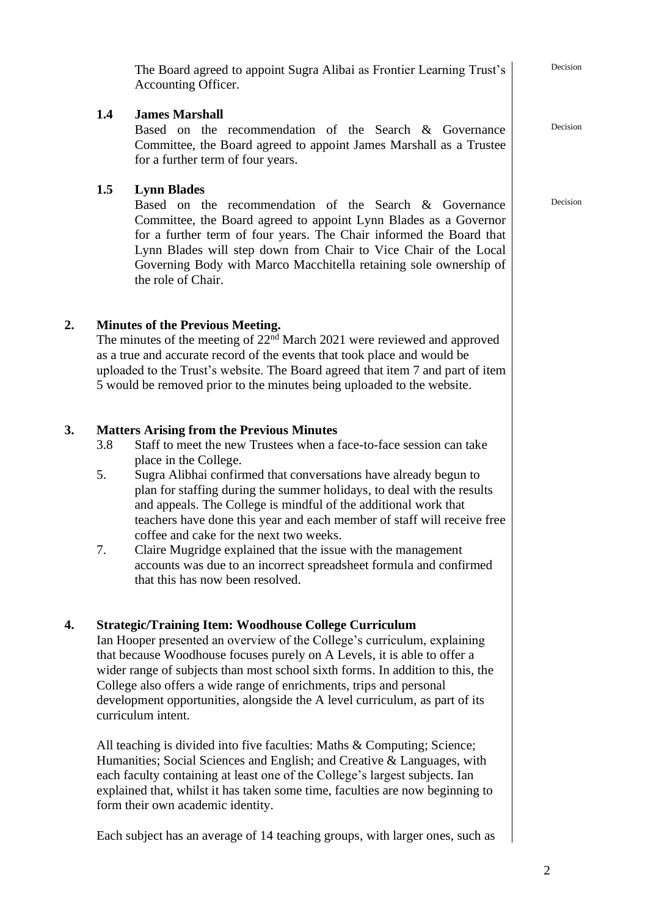The Board agreed to appoint Sugra Alibai as Frontier Learning Trust's Accounting Officer. Decision

**1.4 James Marshall**

Based on the recommendation of the Search & Governance Committee, the Board agreed to appoint James Marshall as a Trustee for a further term of four years. Decision

**1.5 Lynn Blades**

Based on the recommendation of the Search & Governance Committee, the Board agreed to appoint Lynn Blades as a Governor for a further term of four years. The Chair informed the Board that Lynn Blades will step down from Chair to Vice Chair of the Local Governing Body with Marco Macchitella retaining sole ownership of the role of Chair. Decision

## 2. Minutes of the Previous Meeting.

The minutes of the meeting of 22nd March 2021 were reviewed and approved as a true and accurate record of the events that took place and would be uploaded to the Trust's website. The Board agreed that item 7 and part of item 5 would be removed prior to the minutes being uploaded to the website.

## 3. Matters Arising from the Previous Minutes

- 3.8 Staff to meet the new Trustees when a face-to-face session can take place in the College.
- 5. Sugra Alibhai confirmed that conversations have already begun to plan for staffing during the summer holidays, to deal with the results and appeals. The College is mindful of the additional work that teachers have done this year and each member of staff will receive free coffee and cake for the next two weeks.
- 7. Claire Mugridge explained that the issue with the management accounts was due to an incorrect spreadsheet formula and confirmed that this has now been resolved.

## 4. Strategic/Training Item: Woodhouse College Curriculum

Ian Hooper presented an overview of the College's curriculum, explaining that because Woodhouse focuses purely on A Levels, it is able to offer a wider range of subjects than most school sixth forms. In addition to this, the College also offers a wide range of enrichments, trips and personal development opportunities, alongside the A level curriculum, as part of its curriculum intent.

All teaching is divided into five faculties: Maths & Computing; Science; Humanities; Social Sciences and English; and Creative & Languages, with each faculty containing at least one of the College's largest subjects. Ian explained that, whilst it has taken some time, faculties are now beginning to form their own academic identity.

Each subject has an average of 14 teaching groups, with larger ones, such as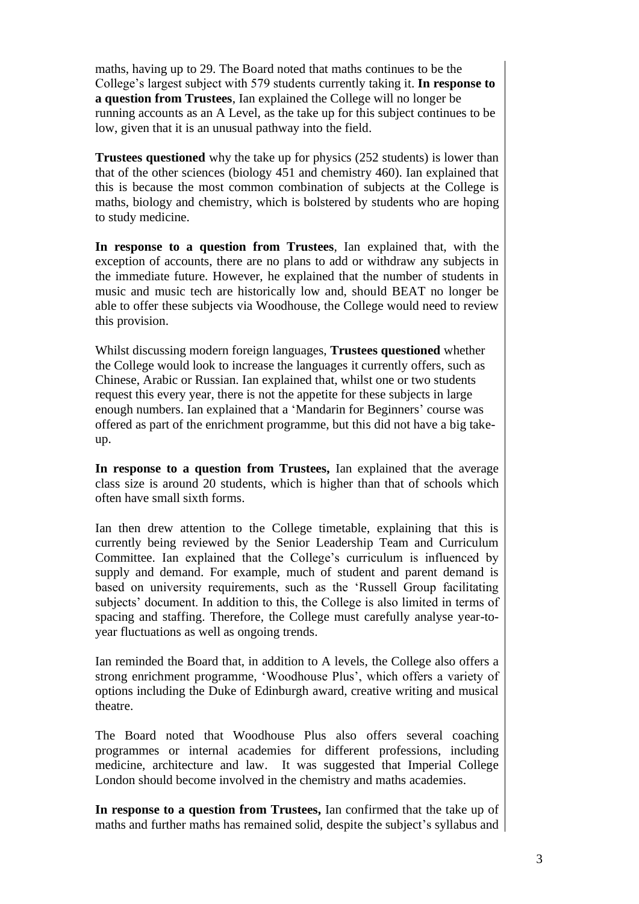maths, having up to 29. The Board noted that maths continues to be the College's largest subject with 579 students currently taking it. **In response to a question from Trustees**, Ian explained the College will no longer be running accounts as an A Level, as the take up for this subject continues to be low, given that it is an unusual pathway into the field.

**Trustees questioned** why the take up for physics (252 students) is lower than that of the other sciences (biology 451 and chemistry 460). Ian explained that this is because the most common combination of subjects at the College is maths, biology and chemistry, which is bolstered by students who are hoping to study medicine.

**In response to a question from Trustees**, Ian explained that, with the exception of accounts, there are no plans to add or withdraw any subjects in the immediate future. However, he explained that the number of students in music and music tech are historically low and, should BEAT no longer be able to offer these subjects via Woodhouse, the College would need to review this provision.

Whilst discussing modern foreign languages, **Trustees questioned** whether the College would look to increase the languages it currently offers, such as Chinese, Arabic or Russian. Ian explained that, whilst one or two students request this every year, there is not the appetite for these subjects in large enough numbers. Ian explained that a 'Mandarin for Beginners' course was offered as part of the enrichment programme, but this did not have a big take-up.

**In response to a question from Trustees,** Ian explained that the average class size is around 20 students, which is higher than that of schools which often have small sixth forms.

Ian then drew attention to the College timetable, explaining that this is currently being reviewed by the Senior Leadership Team and Curriculum Committee. Ian explained that the College's curriculum is influenced by supply and demand. For example, much of student and parent demand is based on university requirements, such as the 'Russell Group facilitating subjects' document. In addition to this, the College is also limited in terms of spacing and staffing. Therefore, the College must carefully analyse year-to-year fluctuations as well as ongoing trends.

Ian reminded the Board that, in addition to A levels, the College also offers a strong enrichment programme, 'Woodhouse Plus', which offers a variety of options including the Duke of Edinburgh award, creative writing and musical theatre.

The Board noted that Woodhouse Plus also offers several coaching programmes or internal academies for different professions, including medicine, architecture and law. It was suggested that Imperial College London should become involved in the chemistry and maths academies.

**In response to a question from Trustees,** Ian confirmed that the take up of maths and further maths has remained solid, despite the subject's syllabus and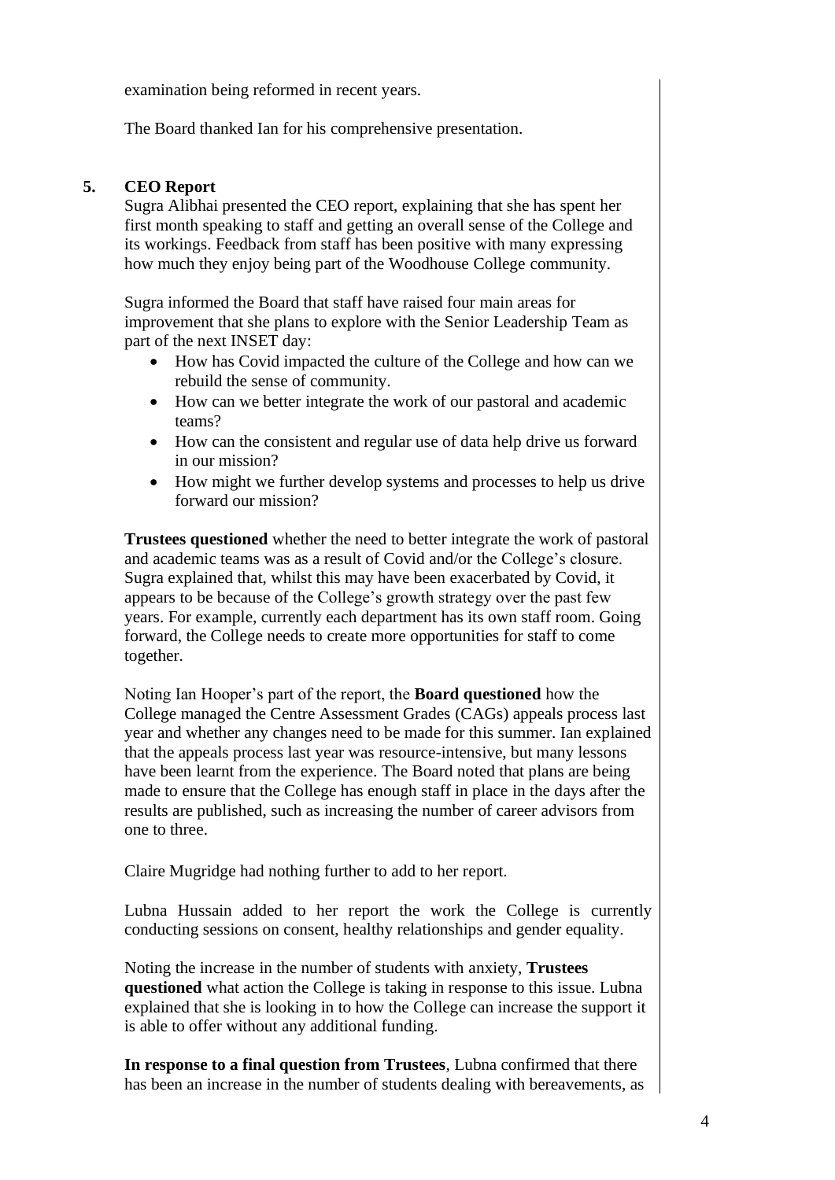examination being reformed in recent years.

The Board thanked Ian for his comprehensive presentation.

## 5. CEO Report

Sugra Alibhai presented the CEO report, explaining that she has spent her first month speaking to staff and getting an overall sense of the College and its workings. Feedback from staff has been positive with many expressing how much they enjoy being part of the Woodhouse College community.

Sugra informed the Board that staff have raised four main areas for improvement that she plans to explore with the Senior Leadership Team as part of the next INSET day:

- How has Covid impacted the culture of the College and how can we rebuild the sense of community.
- How can we better integrate the work of our pastoral and academic teams?
- How can the consistent and regular use of data help drive us forward in our mission?
- How might we further develop systems and processes to help us drive forward our mission?

**Trustees questioned** whether the need to better integrate the work of pastoral and academic teams was as a result of Covid and/or the College's closure. Sugra explained that, whilst this may have been exacerbated by Covid, it appears to be because of the College's growth strategy over the past few years. For example, currently each department has its own staff room. Going forward, the College needs to create more opportunities for staff to come together.

Noting Ian Hooper's part of the report, the **Board questioned** how the College managed the Centre Assessment Grades (CAGs) appeals process last year and whether any changes need to be made for this summer. Ian explained that the appeals process last year was resource-intensive, but many lessons have been learnt from the experience. The Board noted that plans are being made to ensure that the College has enough staff in place in the days after the results are published, such as increasing the number of career advisors from one to three.

Claire Mugridge had nothing further to add to her report.

Lubna Hussain added to her report the work the College is currently conducting sessions on consent, healthy relationships and gender equality.

Noting the increase in the number of students with anxiety, **Trustees questioned** what action the College is taking in response to this issue. Lubna explained that she is looking in to how the College can increase the support it is able to offer without any additional funding.

**In response to a final question from Trustees**, Lubna confirmed that there has been an increase in the number of students dealing with bereavements, as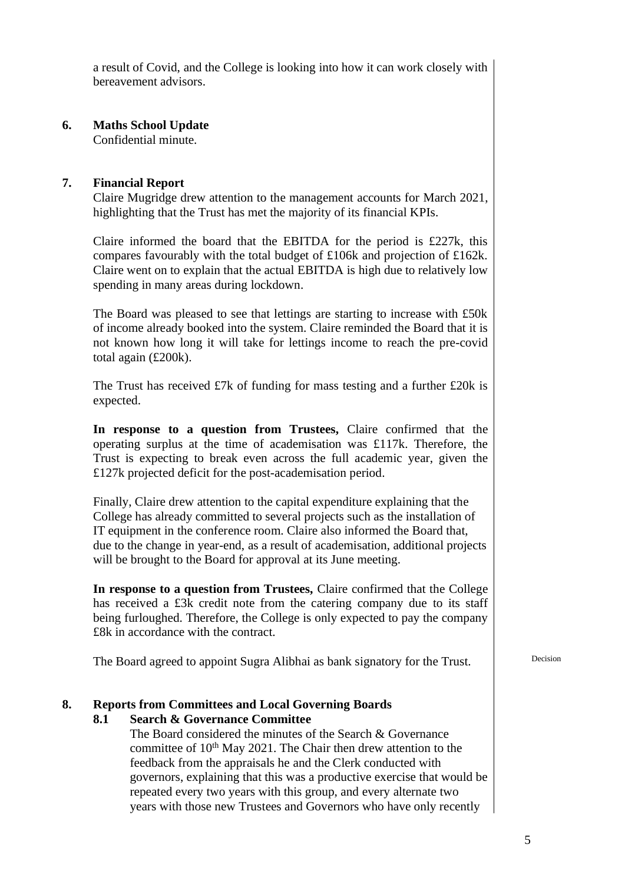a result of Covid, and the College is looking into how it can work closely with bereavement advisors.

## 6. Maths School Update

Confidential minute.

## 7. Financial Report

Claire Mugridge drew attention to the management accounts for March 2021, highlighting that the Trust has met the majority of its financial KPIs.

Claire informed the board that the EBITDA for the period is £227k, this compares favourably with the total budget of £106k and projection of £162k. Claire went on to explain that the actual EBITDA is high due to relatively low spending in many areas during lockdown.

The Board was pleased to see that lettings are starting to increase with £50k of income already booked into the system. Claire reminded the Board that it is not known how long it will take for lettings income to reach the pre-covid total again (£200k).

The Trust has received £7k of funding for mass testing and a further £20k is expected.

**In response to a question from Trustees,** Claire confirmed that the operating surplus at the time of academisation was £117k. Therefore, the Trust is expecting to break even across the full academic year, given the £127k projected deficit for the post-academisation period.

Finally, Claire drew attention to the capital expenditure explaining that the College has already committed to several projects such as the installation of IT equipment in the conference room. Claire also informed the Board that, due to the change in year-end, as a result of academisation, additional projects will be brought to the Board for approval at its June meeting.

**In response to a question from Trustees,** Claire confirmed that the College has received a £3k credit note from the catering company due to its staff being furloughed. Therefore, the College is only expected to pay the company £8k in accordance with the contract.

The Board agreed to appoint Sugra Alibhai as bank signatory for the Trust. *Decision*

## 8. Reports from Committees and Local Governing Boards

### 8.1 Search & Governance Committee

The Board considered the minutes of the Search & Governance committee of 10th May 2021. The Chair then drew attention to the feedback from the appraisals he and the Clerk conducted with governors, explaining that this was a productive exercise that would be repeated every two years with this group, and every alternate two years with those new Trustees and Governors who have only recently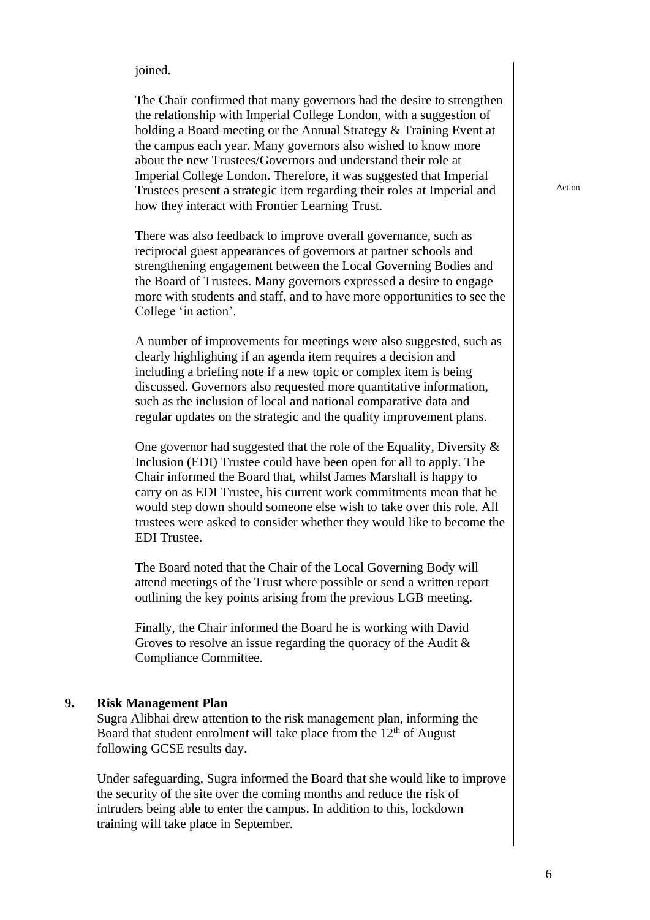joined.

The Chair confirmed that many governors had the desire to strengthen the relationship with Imperial College London, with a suggestion of holding a Board meeting or the Annual Strategy & Training Event at the campus each year. Many governors also wished to know more about the new Trustees/Governors and understand their role at Imperial College London. Therefore, it was suggested that Imperial Trustees present a strategic item regarding their roles at Imperial and how they interact with Frontier Learning Trust.

Action

There was also feedback to improve overall governance, such as reciprocal guest appearances of governors at partner schools and strengthening engagement between the Local Governing Bodies and the Board of Trustees. Many governors expressed a desire to engage more with students and staff, and to have more opportunities to see the College 'in action'.

A number of improvements for meetings were also suggested, such as clearly highlighting if an agenda item requires a decision and including a briefing note if a new topic or complex item is being discussed. Governors also requested more quantitative information, such as the inclusion of local and national comparative data and regular updates on the strategic and the quality improvement plans.

One governor had suggested that the role of the Equality, Diversity & Inclusion (EDI) Trustee could have been open for all to apply. The Chair informed the Board that, whilst James Marshall is happy to carry on as EDI Trustee, his current work commitments mean that he would step down should someone else wish to take over this role. All trustees were asked to consider whether they would like to become the EDI Trustee.

The Board noted that the Chair of the Local Governing Body will attend meetings of the Trust where possible or send a written report outlining the key points arising from the previous LGB meeting.

Finally, the Chair informed the Board he is working with David Groves to resolve an issue regarding the quoracy of the Audit & Compliance Committee.

**9. Risk Management Plan**

Sugra Alibhai drew attention to the risk management plan, informing the Board that student enrolment will take place from the 12th of August following GCSE results day.

Under safeguarding, Sugra informed the Board that she would like to improve the security of the site over the coming months and reduce the risk of intruders being able to enter the campus. In addition to this, lockdown training will take place in September.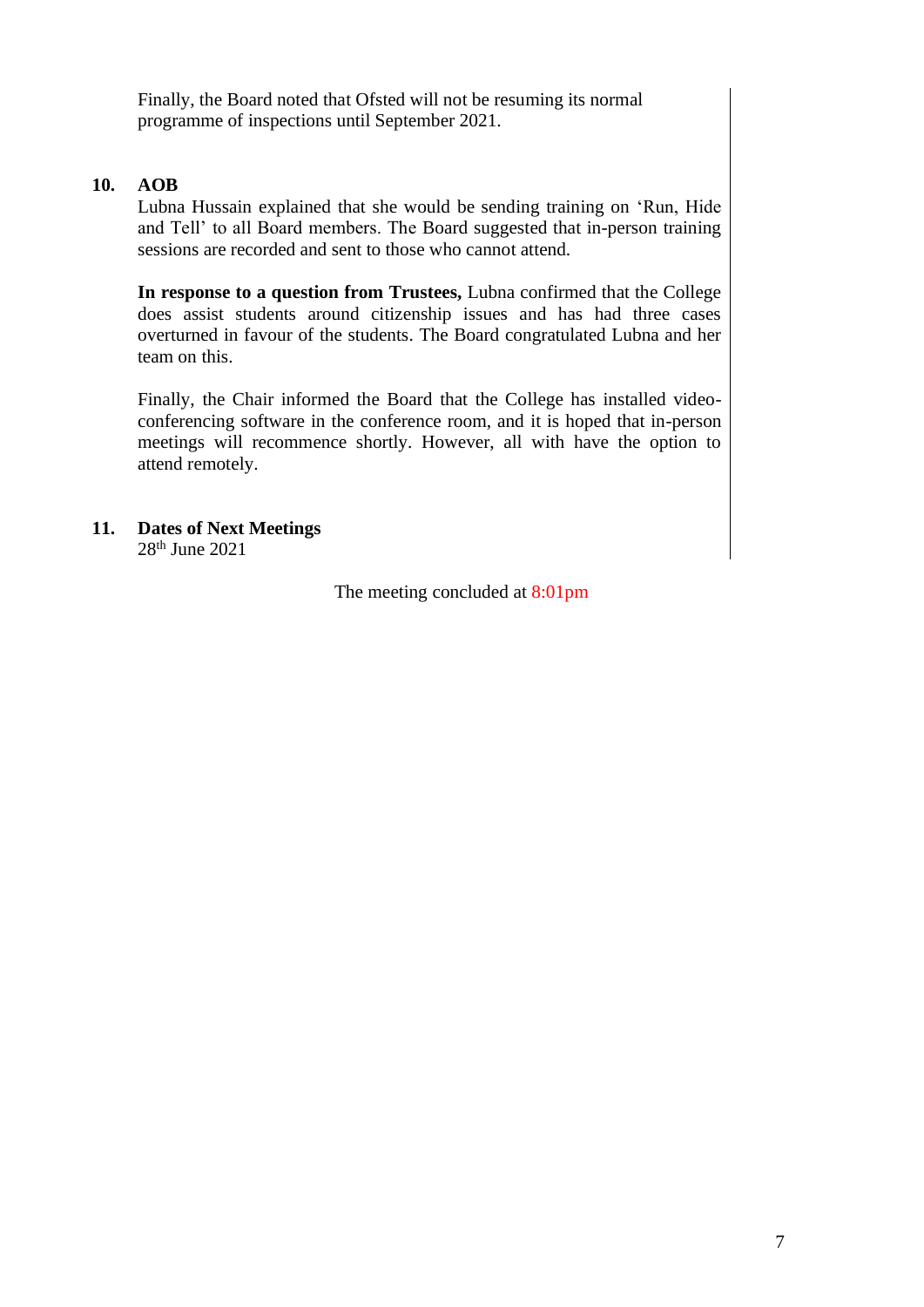Finally, the Board noted that Ofsted will not be resuming its normal programme of inspections until September 2021.

**10. AOB**

Lubna Hussain explained that she would be sending training on 'Run, Hide and Tell' to all Board members. The Board suggested that in-person training sessions are recorded and sent to those who cannot attend.

**In response to a question from Trustees,** Lubna confirmed that the College does assist students around citizenship issues and has had three cases overturned in favour of the students. The Board congratulated Lubna and her team on this.

Finally, the Chair informed the Board that the College has installed video-conferencing software in the conference room, and it is hoped that in-person meetings will recommence shortly. However, all with have the option to attend remotely.

**11. Dates of Next Meetings**

28th June 2021

The meeting concluded at 8:01pm